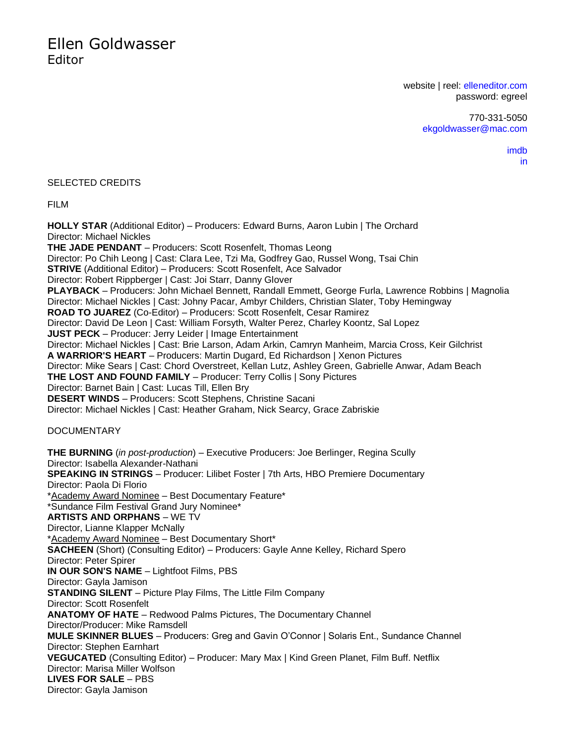# Ellen Goldwasser

Editor

website | reel: elleneditor.com
password: egreel

770-331-5050
ekgoldwasser@mac.com

imdb
in

## SELECTED CREDITS

### FILM

**HOLLY STAR** (Additional Editor) – Producers: Edward Burns, Aaron Lubin | The Orchard
Director: Michael Nickles
**THE JADE PENDANT** – Producers: Scott Rosenfelt, Thomas Leong
Director: Po Chih Leong | Cast: Clara Lee, Tzi Ma, Godfrey Gao, Russel Wong, Tsai Chin
**STRIVE** (Additional Editor) – Producers: Scott Rosenfelt, Ace Salvador
Director: Robert Rippberger | Cast: Joi Starr, Danny Glover
**PLAYBACK** – Producers: John Michael Bennett, Randall Emmett, George Furla, Lawrence Robbins | Magnolia
Director: Michael Nickles | Cast: Johny Pacar, Ambyr Childers, Christian Slater, Toby Hemingway
**ROAD TO JUAREZ** (Co-Editor) – Producers: Scott Rosenfelt, Cesar Ramirez
Director: David De Leon | Cast: William Forsyth, Walter Perez, Charley Koontz, Sal Lopez
**JUST PECK** – Producer: Jerry Leider | Image Entertainment
Director: Michael Nickles | Cast: Brie Larson, Adam Arkin, Camryn Manheim, Marcia Cross, Keir Gilchrist
**A WARRIOR'S HEART** – Producers: Martin Dugard, Ed Richardson | Xenon Pictures
Director: Mike Sears | Cast: Chord Overstreet, Kellan Lutz, Ashley Green, Gabrielle Anwar, Adam Beach
**THE LOST AND FOUND FAMILY** – Producer: Terry Collis | Sony Pictures
Director: Barnet Bain | Cast: Lucas Till, Ellen Bry
**DESERT WINDS** – Producers: Scott Stephens, Christine Sacani
Director: Michael Nickles | Cast: Heather Graham, Nick Searcy, Grace Zabriskie

### DOCUMENTARY

**THE BURNING** (*in post-production*) – Executive Producers: Joe Berlinger, Regina Scully
Director: Isabella Alexander-Nathani
**SPEAKING IN STRINGS** – Producer: Lilibet Foster | 7th Arts, HBO Premiere Documentary
Director: Paola Di Florio
*Academy Award Nominee – Best Documentary Feature*
*Sundance Film Festival Grand Jury Nominee*
**ARTISTS AND ORPHANS** – WE TV
Director, Lianne Klapper McNally
*Academy Award Nominee – Best Documentary Short*
**SACHEEN** (Short) (Consulting Editor) – Producers: Gayle Anne Kelley, Richard Spero
Director: Peter Spirer
**IN OUR SON'S NAME** – Lightfoot Films, PBS
Director: Gayla Jamison
**STANDING SILENT** – Picture Play Films, The Little Film Company
Director: Scott Rosenfelt
**ANATOMY OF HATE** – Redwood Palms Pictures, The Documentary Channel
Director/Producer: Mike Ramsdell
**MULE SKINNER BLUES** – Producers: Greg and Gavin O'Connor | Solaris Ent., Sundance Channel
Director: Stephen Earnhart
**VEGUCATED** (Consulting Editor) – Producer: Mary Max | Kind Green Planet, Film Buff. Netflix
Director: Marisa Miller Wolfson
**LIVES FOR SALE** – PBS
Director: Gayla Jamison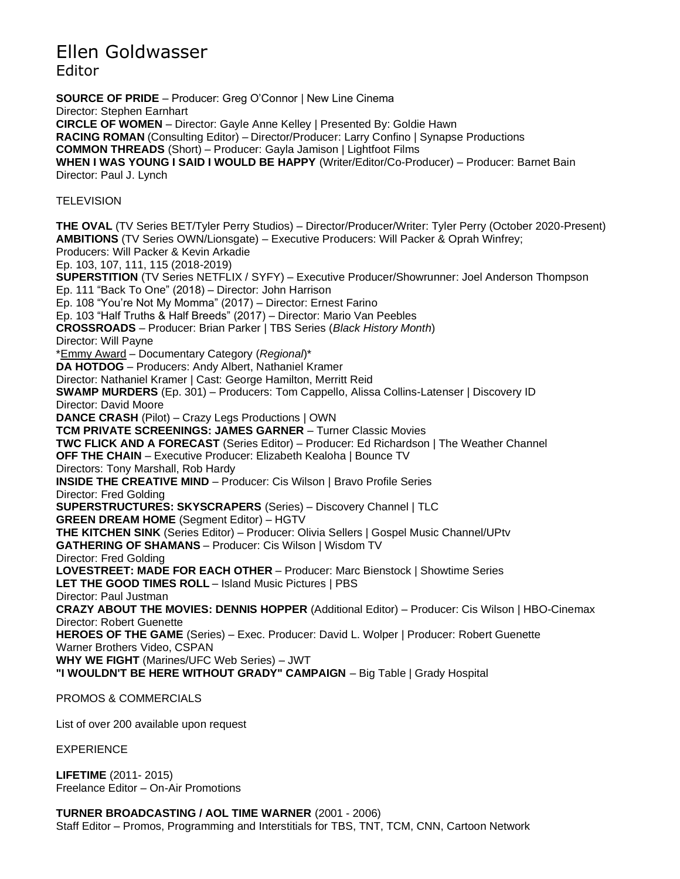# Ellen Goldwasser

Editor

**SOURCE OF PRIDE** – Producer: Greg O'Connor | New Line Cinema
Director: Stephen Earnhart
**CIRCLE OF WOMEN** – Director: Gayle Anne Kelley | Presented By: Goldie Hawn
**RACING ROMAN** (Consulting Editor) – Director/Producer: Larry Confino | Synapse Productions
**COMMON THREADS** (Short) – Producer: Gayla Jamison | Lightfoot Films
**WHEN I WAS YOUNG I SAID I WOULD BE HAPPY** (Writer/Editor/Co-Producer) – Producer: Barnet Bain
Director: Paul J. Lynch

TELEVISION

**THE OVAL** (TV Series BET/Tyler Perry Studios) – Director/Producer/Writer: Tyler Perry (October 2020-Present)
**AMBITIONS** (TV Series OWN/Lionsgate) – Executive Producers: Will Packer & Oprah Winfrey;
Producers: Will Packer & Kevin Arkadie
Ep. 103, 107, 111, 115 (2018-2019)
**SUPERSTITION** (TV Series NETFLIX / SYFY) – Executive Producer/Showrunner: Joel Anderson Thompson
Ep. 111 "Back To One" (2018) – Director: John Harrison
Ep. 108 "You're Not My Momma" (2017) – Director: Ernest Farino
Ep. 103 "Half Truths & Half Breeds" (2017) – Director: Mario Van Peebles
**CROSSROADS** – Producer: Brian Parker | TBS Series (*Black History Month*)
Director: Will Payne
*Emmy Award – Documentary Category (*Regional*)*
**DA HOTDOG** – Producers: Andy Albert, Nathaniel Kramer
Director: Nathaniel Kramer | Cast: George Hamilton, Merritt Reid
**SWAMP MURDERS** (Ep. 301) – Producers: Tom Cappello, Alissa Collins-Latenser | Discovery ID
Director: David Moore
**DANCE CRASH** (Pilot) – Crazy Legs Productions | OWN
**TCM PRIVATE SCREENINGS: JAMES GARNER** – Turner Classic Movies
**TWC FLICK AND A FORECAST** (Series Editor) – Producer: Ed Richardson | The Weather Channel
**OFF THE CHAIN** – Executive Producer: Elizabeth Kealoha | Bounce TV
Directors: Tony Marshall, Rob Hardy
**INSIDE THE CREATIVE MIND** – Producer: Cis Wilson | Bravo Profile Series
Director: Fred Golding
**SUPERSTRUCTURES: SKYSCRAPERS** (Series) – Discovery Channel | TLC
**GREEN DREAM HOME** (Segment Editor) – HGTV
**THE KITCHEN SINK** (Series Editor) – Producer: Olivia Sellers | Gospel Music Channel/UPtv
**GATHERING OF SHAMANS** – Producer: Cis Wilson | Wisdom TV
Director: Fred Golding
**LOVESTREET: MADE FOR EACH OTHER** – Producer: Marc Bienstock | Showtime Series
**LET THE GOOD TIMES ROLL** – Island Music Pictures | PBS
Director: Paul Justman
**CRAZY ABOUT THE MOVIES: DENNIS HOPPER** (Additional Editor) – Producer: Cis Wilson | HBO-Cinemax
Director: Robert Guenette
**HEROES OF THE GAME** (Series) – Exec. Producer: David L. Wolper | Producer: Robert Guenette
Warner Brothers Video, CSPAN
**WHY WE FIGHT** (Marines/UFC Web Series) – JWT
**"I WOULDN'T BE HERE WITHOUT GRADY" CAMPAIGN** – Big Table | Grady Hospital

PROMOS & COMMERCIALS

List of over 200 available upon request

EXPERIENCE

**LIFETIME** (2011- 2015)
Freelance Editor – On-Air Promotions

**TURNER BROADCASTING / AOL TIME WARNER** (2001 - 2006)
Staff Editor – Promos, Programming and Interstitials for TBS, TNT, TCM, CNN, Cartoon Network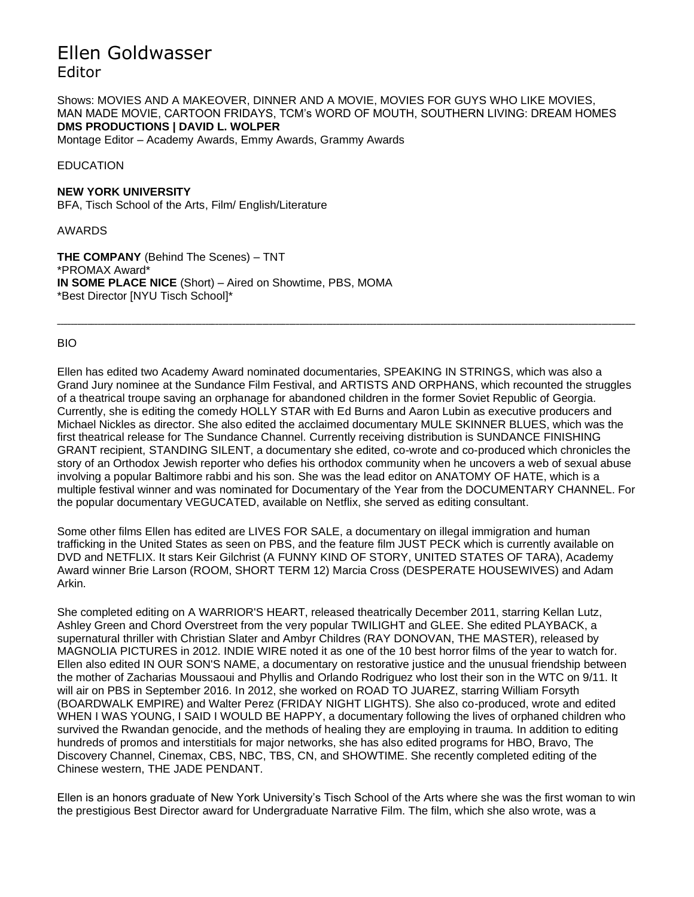# Ellen Goldwasser

Editor

Shows: MOVIES AND A MAKEOVER, DINNER AND A MOVIE, MOVIES FOR GUYS WHO LIKE MOVIES, MAN MADE MOVIE, CARTOON FRIDAYS, TCM's WORD OF MOUTH, SOUTHERN LIVING: DREAM HOMES
**DMS PRODUCTIONS | DAVID L. WOLPER**
Montage Editor – Academy Awards, Emmy Awards, Grammy Awards

EDUCATION

**NEW YORK UNIVERSITY**
BFA, Tisch School of the Arts, Film/ English/Literature

AWARDS

**THE COMPANY** (Behind The Scenes) – TNT
*PROMAX Award*
**IN SOME PLACE NICE** (Short) – Aired on Showtime, PBS, MOMA
*Best Director [NYU Tisch School]*

---

BIO

Ellen has edited two Academy Award nominated documentaries, SPEAKING IN STRINGS, which was also a Grand Jury nominee at the Sundance Film Festival, and ARTISTS AND ORPHANS, which recounted the struggles of a theatrical troupe saving an orphanage for abandoned children in the former Soviet Republic of Georgia. Currently, she is editing the comedy HOLLY STAR with Ed Burns and Aaron Lubin as executive producers and Michael Nickles as director. She also edited the acclaimed documentary MULE SKINNER BLUES, which was the first theatrical release for The Sundance Channel. Currently receiving distribution is SUNDANCE FINISHING GRANT recipient, STANDING SILENT, a documentary she edited, co-wrote and co-produced which chronicles the story of an Orthodox Jewish reporter who defies his orthodox community when he uncovers a web of sexual abuse involving a popular Baltimore rabbi and his son. She was the lead editor on ANATOMY OF HATE, which is a multiple festival winner and was nominated for Documentary of the Year from the DOCUMENTARY CHANNEL. For the popular documentary VEGUCATED, available on Netflix, she served as editing consultant.

Some other films Ellen has edited are LIVES FOR SALE, a documentary on illegal immigration and human trafficking in the United States as seen on PBS, and the feature film JUST PECK which is currently available on DVD and NETFLIX. It stars Keir Gilchrist (A FUNNY KIND OF STORY, UNITED STATES OF TARA), Academy Award winner Brie Larson (ROOM, SHORT TERM 12) Marcia Cross (DESPERATE HOUSEWIVES) and Adam Arkin.

She completed editing on A WARRIOR'S HEART, released theatrically December 2011, starring Kellan Lutz, Ashley Green and Chord Overstreet from the very popular TWILIGHT and GLEE. She edited PLAYBACK, a supernatural thriller with Christian Slater and Ambyr Childres (RAY DONOVAN, THE MASTER), released by MAGNOLIA PICTURES in 2012. INDIE WIRE noted it as one of the 10 best horror films of the year to watch for. Ellen also edited IN OUR SON'S NAME, a documentary on restorative justice and the unusual friendship between the mother of Zacharias Moussaoui and Phyllis and Orlando Rodriguez who lost their son in the WTC on 9/11. It will air on PBS in September 2016. In 2012, she worked on ROAD TO JUAREZ, starring William Forsyth (BOARDWALK EMPIRE) and Walter Perez (FRIDAY NIGHT LIGHTS). She also co-produced, wrote and edited WHEN I WAS YOUNG, I SAID I WOULD BE HAPPY, a documentary following the lives of orphaned children who survived the Rwandan genocide, and the methods of healing they are employing in trauma. In addition to editing hundreds of promos and interstitials for major networks, she has also edited programs for HBO, Bravo, The Discovery Channel, Cinemax, CBS, NBC, TBS, CN, and SHOWTIME. She recently completed editing of the Chinese western, THE JADE PENDANT.

Ellen is an honors graduate of New York University's Tisch School of the Arts where she was the first woman to win the prestigious Best Director award for Undergraduate Narrative Film. The film, which she also wrote, was a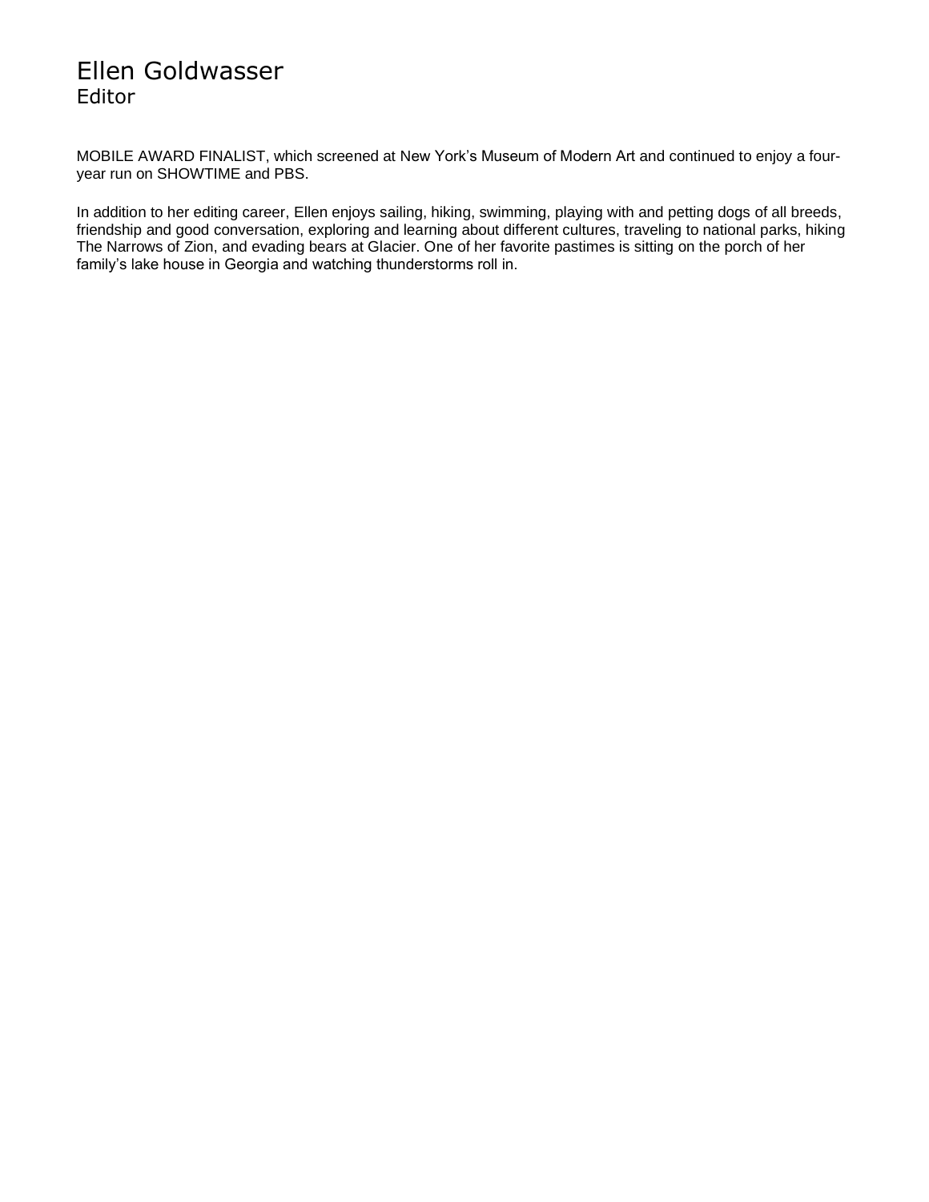# Ellen Goldwasser
Editor

MOBILE AWARD FINALIST, which screened at New York's Museum of Modern Art and continued to enjoy a four-year run on SHOWTIME and PBS.

In addition to her editing career, Ellen enjoys sailing, hiking, swimming, playing with and petting dogs of all breeds, friendship and good conversation, exploring and learning about different cultures, traveling to national parks, hiking The Narrows of Zion, and evading bears at Glacier. One of her favorite pastimes is sitting on the porch of her family's lake house in Georgia and watching thunderstorms roll in.